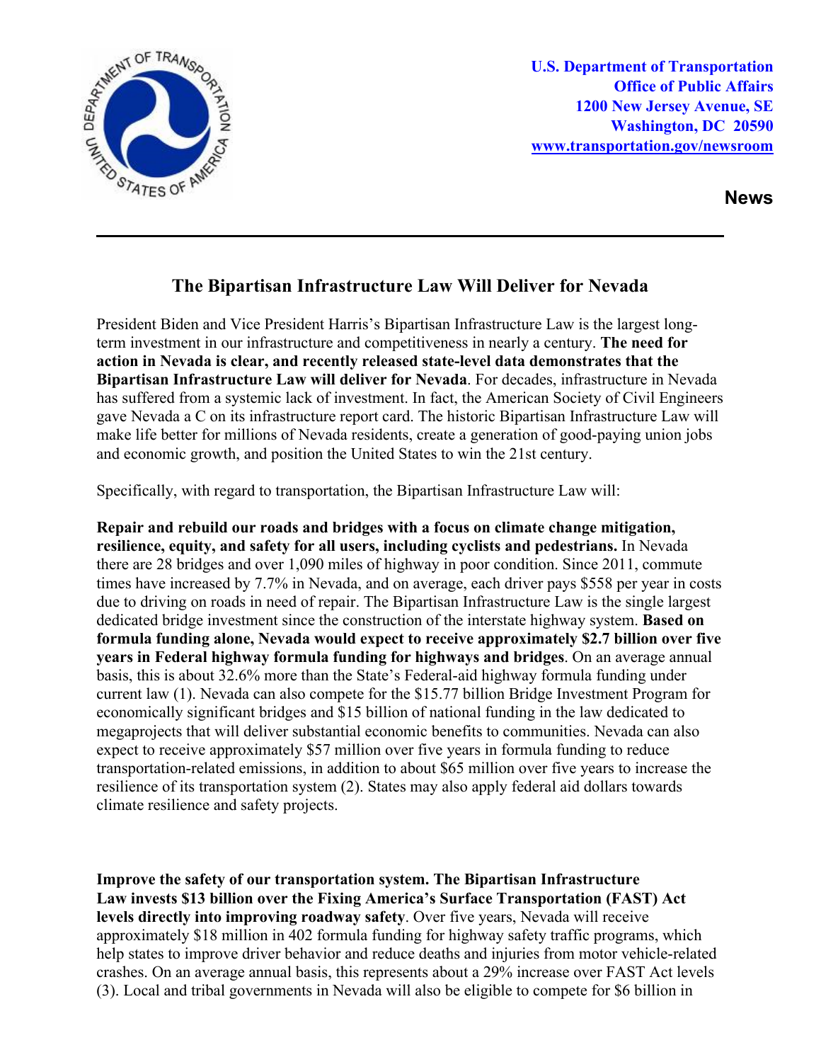U.S. Department of Transportation
Office of Public Affairs
1200 New Jersey Avenue, SE
Washington, DC 20590
www.transportation.gov/newsroom

**News**

# The Bipartisan Infrastructure Law Will Deliver for Nevada

President Biden and Vice President Harris's Bipartisan Infrastructure Law is the largest long-term investment in our infrastructure and competitiveness in nearly a century. **The need for action in Nevada is clear, and recently released state-level data demonstrates that the Bipartisan Infrastructure Law will deliver for Nevada**. For decades, infrastructure in Nevada has suffered from a systemic lack of investment. In fact, the American Society of Civil Engineers gave Nevada a C on its infrastructure report card. The historic Bipartisan Infrastructure Law will make life better for millions of Nevada residents, create a generation of good-paying union jobs and economic growth, and position the United States to win the 21st century.

Specifically, with regard to transportation, the Bipartisan Infrastructure Law will:

**Repair and rebuild our roads and bridges with a focus on climate change mitigation, resilience, equity, and safety for all users, including cyclists and pedestrians.** In Nevada there are 28 bridges and over 1,090 miles of highway in poor condition. Since 2011, commute times have increased by 7.7% in Nevada, and on average, each driver pays $558 per year in costs due to driving on roads in need of repair. The Bipartisan Infrastructure Law is the single largest dedicated bridge investment since the construction of the interstate highway system. **Based on formula funding alone, Nevada would expect to receive approximately $2.7 billion over five years in Federal highway formula funding for highways and bridges**. On an average annual basis, this is about 32.6% more than the State's Federal-aid highway formula funding under current law (1). Nevada can also compete for the $15.77 billion Bridge Investment Program for economically significant bridges and $15 billion of national funding in the law dedicated to megaprojects that will deliver substantial economic benefits to communities. Nevada can also expect to receive approximately $57 million over five years in formula funding to reduce transportation-related emissions, in addition to about $65 million over five years to increase the resilience of its transportation system (2). States may also apply federal aid dollars towards climate resilience and safety projects.

**Improve the safety of our transportation system. The Bipartisan Infrastructure Law invests $13 billion over the Fixing America's Surface Transportation (FAST) Act levels directly into improving roadway safety**. Over five years, Nevada will receive approximately $18 million in 402 formula funding for highway safety traffic programs, which help states to improve driver behavior and reduce deaths and injuries from motor vehicle-related crashes. On an average annual basis, this represents about a 29% increase over FAST Act levels (3). Local and tribal governments in Nevada will also be eligible to compete for $6 billion in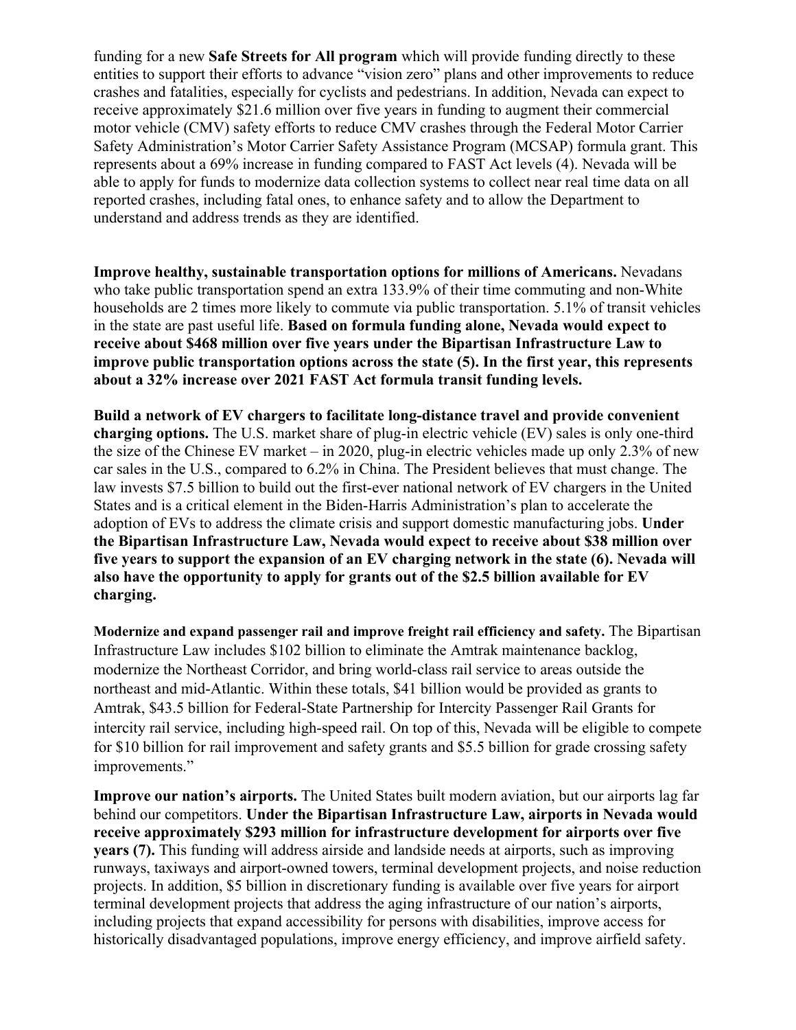funding for a new **Safe Streets for All program** which will provide funding directly to these entities to support their efforts to advance "vision zero" plans and other improvements to reduce crashes and fatalities, especially for cyclists and pedestrians. In addition, Nevada can expect to receive approximately $21.6 million over five years in funding to augment their commercial motor vehicle (CMV) safety efforts to reduce CMV crashes through the Federal Motor Carrier Safety Administration's Motor Carrier Safety Assistance Program (MCSAP) formula grant. This represents about a 69% increase in funding compared to FAST Act levels (4). Nevada will be able to apply for funds to modernize data collection systems to collect near real time data on all reported crashes, including fatal ones, to enhance safety and to allow the Department to understand and address trends as they are identified.

**Improve healthy, sustainable transportation options for millions of Americans.** Nevadans who take public transportation spend an extra 133.9% of their time commuting and non-White households are 2 times more likely to commute via public transportation. 5.1% of transit vehicles in the state are past useful life. **Based on formula funding alone, Nevada would expect to receive about $468 million over five years under the Bipartisan Infrastructure Law to improve public transportation options across the state (5). In the first year, this represents about a 32% increase over 2021 FAST Act formula transit funding levels.**

**Build a network of EV chargers to facilitate long-distance travel and provide convenient charging options.** The U.S. market share of plug-in electric vehicle (EV) sales is only one-third the size of the Chinese EV market – in 2020, plug-in electric vehicles made up only 2.3% of new car sales in the U.S., compared to 6.2% in China. The President believes that must change. The law invests $7.5 billion to build out the first-ever national network of EV chargers in the United States and is a critical element in the Biden-Harris Administration's plan to accelerate the adoption of EVs to address the climate crisis and support domestic manufacturing jobs. **Under the Bipartisan Infrastructure Law, Nevada would expect to receive about $38 million over five years to support the expansion of an EV charging network in the state (6). Nevada will also have the opportunity to apply for grants out of the $2.5 billion available for EV charging.**

**Modernize and expand passenger rail and improve freight rail efficiency and safety.** The Bipartisan Infrastructure Law includes $102 billion to eliminate the Amtrak maintenance backlog, modernize the Northeast Corridor, and bring world-class rail service to areas outside the northeast and mid-Atlantic. Within these totals, $41 billion would be provided as grants to Amtrak, $43.5 billion for Federal-State Partnership for Intercity Passenger Rail Grants for intercity rail service, including high-speed rail. On top of this, Nevada will be eligible to compete for $10 billion for rail improvement and safety grants and $5.5 billion for grade crossing safety improvements."

**Improve our nation's airports.** The United States built modern aviation, but our airports lag far behind our competitors. **Under the Bipartisan Infrastructure Law, airports in Nevada would receive approximately $293 million for infrastructure development for airports over five years (7).** This funding will address airside and landside needs at airports, such as improving runways, taxiways and airport-owned towers, terminal development projects, and noise reduction projects. In addition, $5 billion in discretionary funding is available over five years for airport terminal development projects that address the aging infrastructure of our nation's airports, including projects that expand accessibility for persons with disabilities, improve access for historically disadvantaged populations, improve energy efficiency, and improve airfield safety.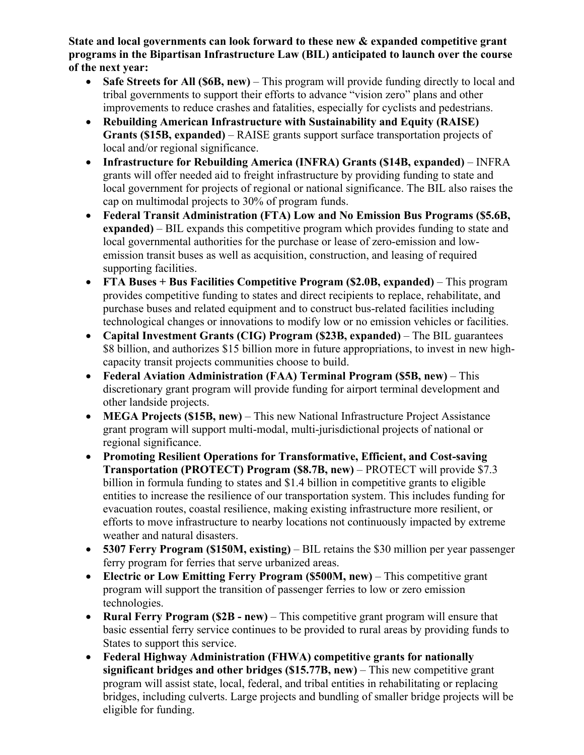**State and local governments can look forward to these new & expanded competitive grant programs in the Bipartisan Infrastructure Law (BIL) anticipated to launch over the course of the next year:**

- **Safe Streets for All ($6B, new)** – This program will provide funding directly to local and tribal governments to support their efforts to advance "vision zero" plans and other improvements to reduce crashes and fatalities, especially for cyclists and pedestrians.
- **Rebuilding American Infrastructure with Sustainability and Equity (RAISE) Grants ($15B, expanded)** – RAISE grants support surface transportation projects of local and/or regional significance.
- **Infrastructure for Rebuilding America (INFRA) Grants ($14B, expanded)** – INFRA grants will offer needed aid to freight infrastructure by providing funding to state and local government for projects of regional or national significance. The BIL also raises the cap on multimodal projects to 30% of program funds.
- **Federal Transit Administration (FTA) Low and No Emission Bus Programs ($5.6B, expanded)** – BIL expands this competitive program which provides funding to state and local governmental authorities for the purchase or lease of zero-emission and low-emission transit buses as well as acquisition, construction, and leasing of required supporting facilities.
- **FTA Buses + Bus Facilities Competitive Program ($2.0B, expanded)** – This program provides competitive funding to states and direct recipients to replace, rehabilitate, and purchase buses and related equipment and to construct bus-related facilities including technological changes or innovations to modify low or no emission vehicles or facilities.
- **Capital Investment Grants (CIG) Program ($23B, expanded)** – The BIL guarantees $8 billion, and authorizes $15 billion more in future appropriations, to invest in new high-capacity transit projects communities choose to build.
- **Federal Aviation Administration (FAA) Terminal Program ($5B, new)** – This discretionary grant program will provide funding for airport terminal development and other landside projects.
- **MEGA Projects ($15B, new)** – This new National Infrastructure Project Assistance grant program will support multi-modal, multi-jurisdictional projects of national or regional significance.
- **Promoting Resilient Operations for Transformative, Efficient, and Cost-saving Transportation (PROTECT) Program ($8.7B, new)** – PROTECT will provide $7.3 billion in formula funding to states and $1.4 billion in competitive grants to eligible entities to increase the resilience of our transportation system. This includes funding for evacuation routes, coastal resilience, making existing infrastructure more resilient, or efforts to move infrastructure to nearby locations not continuously impacted by extreme weather and natural disasters.
- **5307 Ferry Program ($150M, existing)** – BIL retains the $30 million per year passenger ferry program for ferries that serve urbanized areas.
- **Electric or Low Emitting Ferry Program ($500M, new)** – This competitive grant program will support the transition of passenger ferries to low or zero emission technologies.
- **Rural Ferry Program ($2B - new)** – This competitive grant program will ensure that basic essential ferry service continues to be provided to rural areas by providing funds to States to support this service.
- **Federal Highway Administration (FHWA) competitive grants for nationally significant bridges and other bridges ($15.77B, new)** – This new competitive grant program will assist state, local, federal, and tribal entities in rehabilitating or replacing bridges, including culverts. Large projects and bundling of smaller bridge projects will be eligible for funding.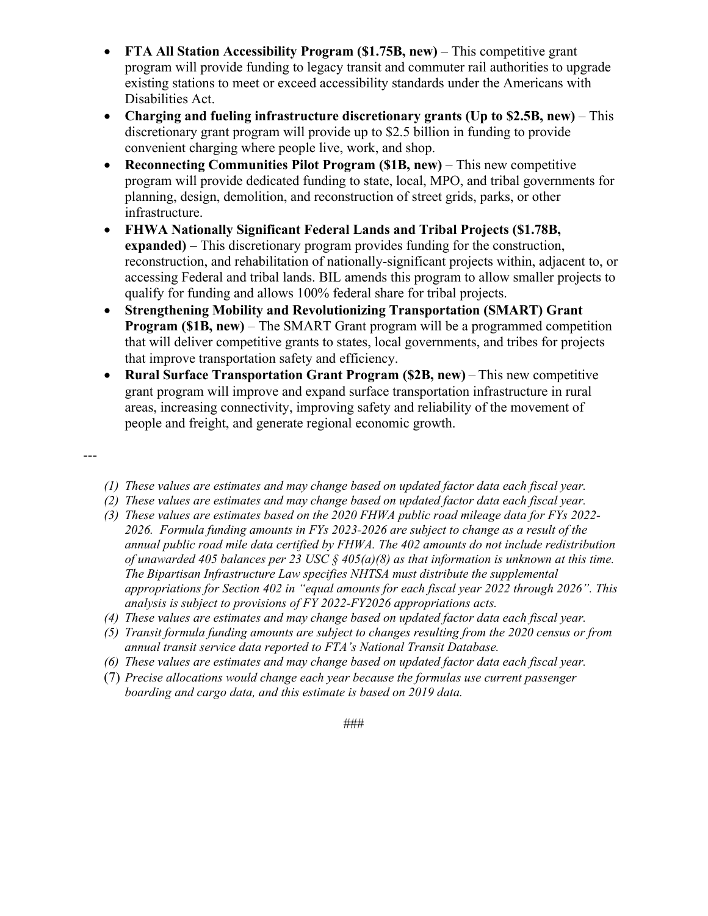- **FTA All Station Accessibility Program ($1.75B, new)** – This competitive grant program will provide funding to legacy transit and commuter rail authorities to upgrade existing stations to meet or exceed accessibility standards under the Americans with Disabilities Act.
- **Charging and fueling infrastructure discretionary grants (Up to $2.5B, new)** – This discretionary grant program will provide up to $2.5 billion in funding to provide convenient charging where people live, work, and shop.
- **Reconnecting Communities Pilot Program ($1B, new)** – This new competitive program will provide dedicated funding to state, local, MPO, and tribal governments for planning, design, demolition, and reconstruction of street grids, parks, or other infrastructure.
- **FHWA Nationally Significant Federal Lands and Tribal Projects ($1.78B, expanded)** – This discretionary program provides funding for the construction, reconstruction, and rehabilitation of nationally-significant projects within, adjacent to, or accessing Federal and tribal lands. BIL amends this program to allow smaller projects to qualify for funding and allows 100% federal share for tribal projects.
- **Strengthening Mobility and Revolutionizing Transportation (SMART) Grant Program ($1B, new)** – The SMART Grant program will be a programmed competition that will deliver competitive grants to states, local governments, and tribes for projects that improve transportation safety and efficiency.
- **Rural Surface Transportation Grant Program ($2B, new)** – This new competitive grant program will improve and expand surface transportation infrastructure in rural areas, increasing connectivity, improving safety and reliability of the movement of people and freight, and generate regional economic growth.

---

1. *These values are estimates and may change based on updated factor data each fiscal year.*
2. *These values are estimates and may change based on updated factor data each fiscal year.*
3. *These values are estimates based on the 2020 FHWA public road mileage data for FYs 2022-2026. Formula funding amounts in FYs 2023-2026 are subject to change as a result of the annual public road mile data certified by FHWA. The 402 amounts do not include redistribution of unawarded 405 balances per 23 USC § 405(a)(8) as that information is unknown at this time. The Bipartisan Infrastructure Law specifies NHTSA must distribute the supplemental appropriations for Section 402 in "equal amounts for each fiscal year 2022 through 2026". This analysis is subject to provisions of FY 2022-FY2026 appropriations acts.*
4. *These values are estimates and may change based on updated factor data each fiscal year.*
5. *Transit formula funding amounts are subject to changes resulting from the 2020 census or from annual transit service data reported to FTA's National Transit Database.*
6. *These values are estimates and may change based on updated factor data each fiscal year.*
7. *Precise allocations would change each year because the formulas use current passenger boarding and cargo data, and this estimate is based on 2019 data.*

###